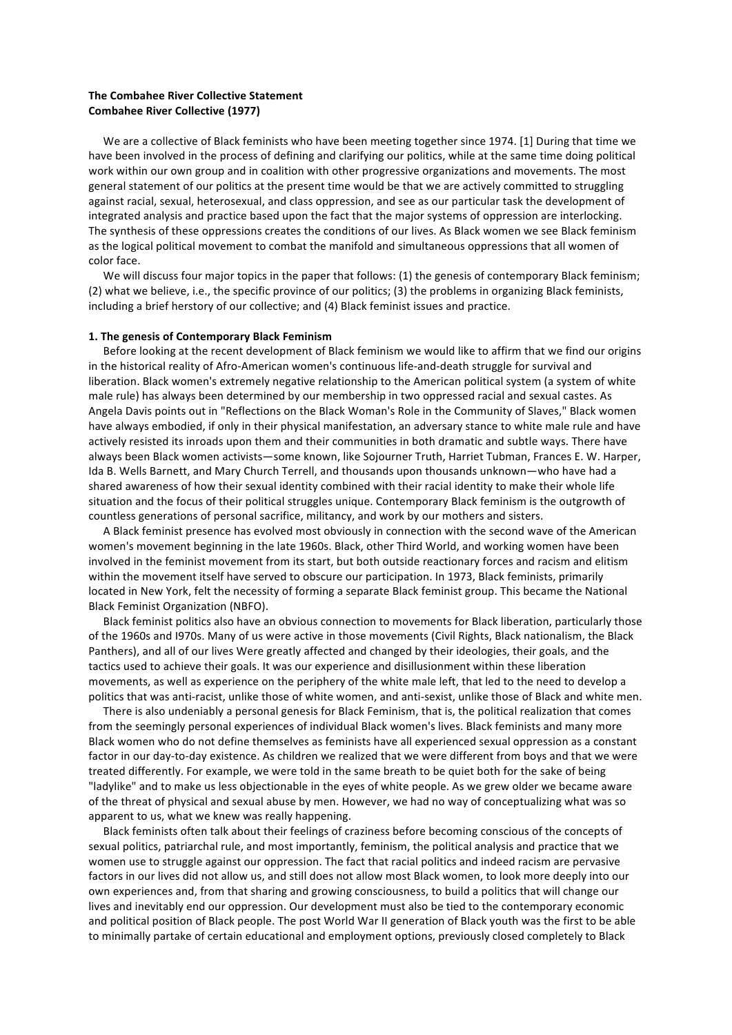**The Combahee River Collective Statement**
**Combahee River Collective (1977)**

We are a collective of Black feminists who have been meeting together since 1974. [1] During that time we have been involved in the process of defining and clarifying our politics, while at the same time doing political work within our own group and in coalition with other progressive organizations and movements. The most general statement of our politics at the present time would be that we are actively committed to struggling against racial, sexual, heterosexual, and class oppression, and see as our particular task the development of integrated analysis and practice based upon the fact that the major systems of oppression are interlocking. The synthesis of these oppressions creates the conditions of our lives. As Black women we see Black feminism as the logical political movement to combat the manifold and simultaneous oppressions that all women of color face.

We will discuss four major topics in the paper that follows: (1) the genesis of contemporary Black feminism; (2) what we believe, i.e., the specific province of our politics; (3) the problems in organizing Black feminists, including a brief herstory of our collective; and (4) Black feminist issues and practice.

**1. The genesis of Contemporary Black Feminism**

Before looking at the recent development of Black feminism we would like to affirm that we find our origins in the historical reality of Afro-American women's continuous life-and-death struggle for survival and liberation. Black women's extremely negative relationship to the American political system (a system of white male rule) has always been determined by our membership in two oppressed racial and sexual castes. As Angela Davis points out in "Reflections on the Black Woman's Role in the Community of Slaves," Black women have always embodied, if only in their physical manifestation, an adversary stance to white male rule and have actively resisted its inroads upon them and their communities in both dramatic and subtle ways. There have always been Black women activists—some known, like Sojourner Truth, Harriet Tubman, Frances E. W. Harper, Ida B. Wells Barnett, and Mary Church Terrell, and thousands upon thousands unknown—who have had a shared awareness of how their sexual identity combined with their racial identity to make their whole life situation and the focus of their political struggles unique. Contemporary Black feminism is the outgrowth of countless generations of personal sacrifice, militancy, and work by our mothers and sisters.

A Black feminist presence has evolved most obviously in connection with the second wave of the American women's movement beginning in the late 1960s. Black, other Third World, and working women have been involved in the feminist movement from its start, but both outside reactionary forces and racism and elitism within the movement itself have served to obscure our participation. In 1973, Black feminists, primarily located in New York, felt the necessity of forming a separate Black feminist group. This became the National Black Feminist Organization (NBFO).

Black feminist politics also have an obvious connection to movements for Black liberation, particularly those of the 1960s and I970s. Many of us were active in those movements (Civil Rights, Black nationalism, the Black Panthers), and all of our lives Were greatly affected and changed by their ideologies, their goals, and the tactics used to achieve their goals. It was our experience and disillusionment within these liberation movements, as well as experience on the periphery of the white male left, that led to the need to develop a politics that was anti-racist, unlike those of white women, and anti-sexist, unlike those of Black and white men.

There is also undeniably a personal genesis for Black Feminism, that is, the political realization that comes from the seemingly personal experiences of individual Black women's lives. Black feminists and many more Black women who do not define themselves as feminists have all experienced sexual oppression as a constant factor in our day-to-day existence. As children we realized that we were different from boys and that we were treated differently. For example, we were told in the same breath to be quiet both for the sake of being "ladylike" and to make us less objectionable in the eyes of white people. As we grew older we became aware of the threat of physical and sexual abuse by men. However, we had no way of conceptualizing what was so apparent to us, what we knew was really happening.

Black feminists often talk about their feelings of craziness before becoming conscious of the concepts of sexual politics, patriarchal rule, and most importantly, feminism, the political analysis and practice that we women use to struggle against our oppression. The fact that racial politics and indeed racism are pervasive factors in our lives did not allow us, and still does not allow most Black women, to look more deeply into our own experiences and, from that sharing and growing consciousness, to build a politics that will change our lives and inevitably end our oppression. Our development must also be tied to the contemporary economic and political position of Black people. The post World War II generation of Black youth was the first to be able to minimally partake of certain educational and employment options, previously closed completely to Black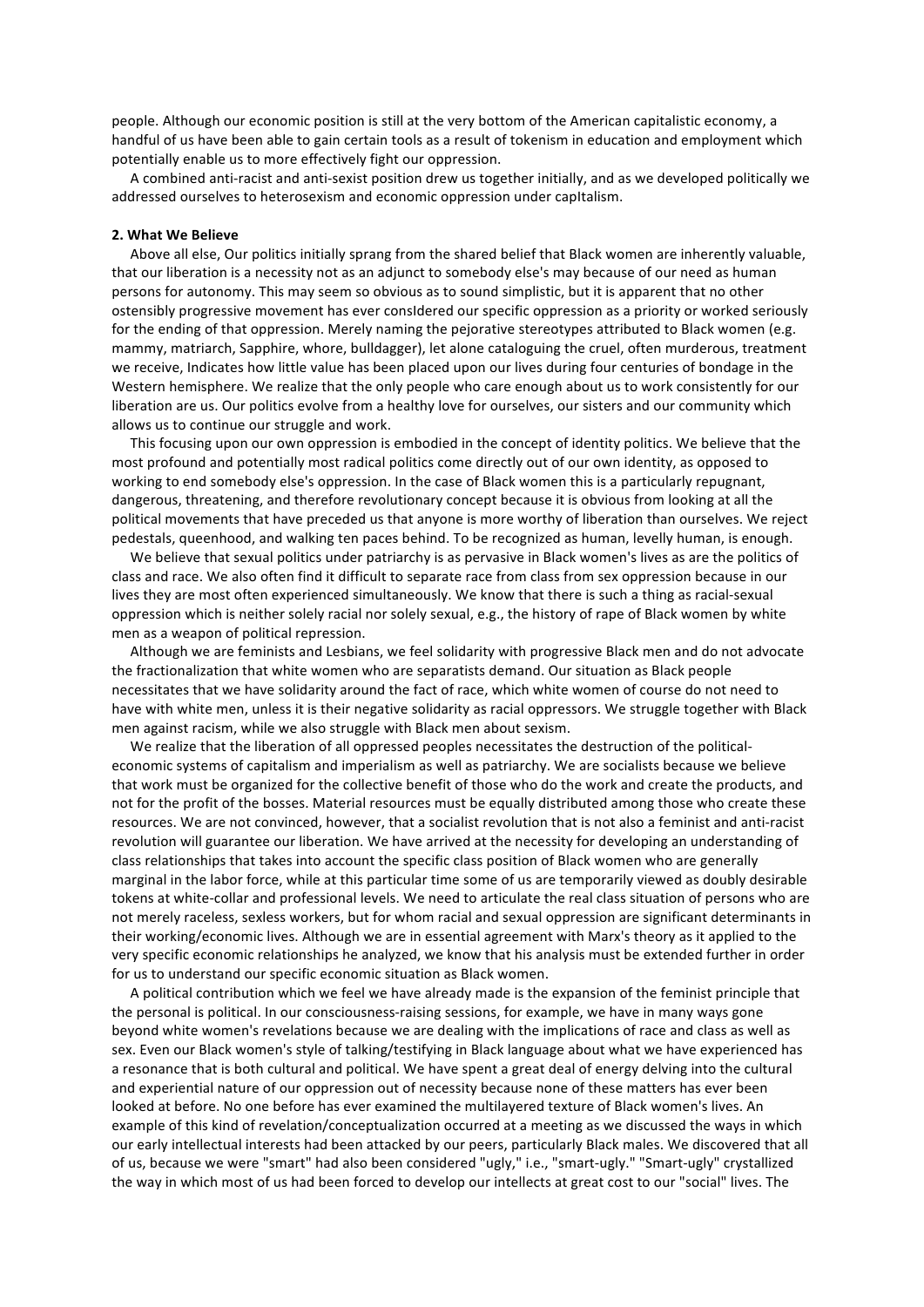people. Although our economic position is still at the very bottom of the American capitalistic economy, a handful of us have been able to gain certain tools as a result of tokenism in education and employment which potentially enable us to more effectively fight our oppression.

A combined anti-racist and anti-sexist position drew us together initially, and as we developed politically we addressed ourselves to heterosexism and economic oppression under capItalism.

**2. What We Believe**

Above all else, Our politics initially sprang from the shared belief that Black women are inherently valuable, that our liberation is a necessity not as an adjunct to somebody else's may because of our need as human persons for autonomy. This may seem so obvious as to sound simplistic, but it is apparent that no other ostensibly progressive movement has ever consIdered our specific oppression as a priority or worked seriously for the ending of that oppression. Merely naming the pejorative stereotypes attributed to Black women (e.g. mammy, matriarch, Sapphire, whore, bulldagger), let alone cataloguing the cruel, often murderous, treatment we receive, Indicates how little value has been placed upon our lives during four centuries of bondage in the Western hemisphere. We realize that the only people who care enough about us to work consistently for our liberation are us. Our politics evolve from a healthy love for ourselves, our sisters and our community which allows us to continue our struggle and work.

This focusing upon our own oppression is embodied in the concept of identity politics. We believe that the most profound and potentially most radical politics come directly out of our own identity, as opposed to working to end somebody else's oppression. In the case of Black women this is a particularly repugnant, dangerous, threatening, and therefore revolutionary concept because it is obvious from looking at all the political movements that have preceded us that anyone is more worthy of liberation than ourselves. We reject pedestals, queenhood, and walking ten paces behind. To be recognized as human, levelly human, is enough.

We believe that sexual politics under patriarchy is as pervasive in Black women's lives as are the politics of class and race. We also often find it difficult to separate race from class from sex oppression because in our lives they are most often experienced simultaneously. We know that there is such a thing as racial-sexual oppression which is neither solely racial nor solely sexual, e.g., the history of rape of Black women by white men as a weapon of political repression.

Although we are feminists and Lesbians, we feel solidarity with progressive Black men and do not advocate the fractionalization that white women who are separatists demand. Our situation as Black people necessitates that we have solidarity around the fact of race, which white women of course do not need to have with white men, unless it is their negative solidarity as racial oppressors. We struggle together with Black men against racism, while we also struggle with Black men about sexism.

We realize that the liberation of all oppressed peoples necessitates the destruction of the political-economic systems of capitalism and imperialism as well as patriarchy. We are socialists because we believe that work must be organized for the collective benefit of those who do the work and create the products, and not for the profit of the bosses. Material resources must be equally distributed among those who create these resources. We are not convinced, however, that a socialist revolution that is not also a feminist and anti-racist revolution will guarantee our liberation. We have arrived at the necessity for developing an understanding of class relationships that takes into account the specific class position of Black women who are generally marginal in the labor force, while at this particular time some of us are temporarily viewed as doubly desirable tokens at white-collar and professional levels. We need to articulate the real class situation of persons who are not merely raceless, sexless workers, but for whom racial and sexual oppression are significant determinants in their working/economic lives. Although we are in essential agreement with Marx's theory as it applied to the very specific economic relationships he analyzed, we know that his analysis must be extended further in order for us to understand our specific economic situation as Black women.

A political contribution which we feel we have already made is the expansion of the feminist principle that the personal is political. In our consciousness-raising sessions, for example, we have in many ways gone beyond white women's revelations because we are dealing with the implications of race and class as well as sex. Even our Black women's style of talking/testifying in Black language about what we have experienced has a resonance that is both cultural and political. We have spent a great deal of energy delving into the cultural and experiential nature of our oppression out of necessity because none of these matters has ever been looked at before. No one before has ever examined the multilayered texture of Black women's lives. An example of this kind of revelation/conceptualization occurred at a meeting as we discussed the ways in which our early intellectual interests had been attacked by our peers, particularly Black males. We discovered that all of us, because we were "smart" had also been considered "ugly," i.e., "smart-ugly." "Smart-ugly" crystallized the way in which most of us had been forced to develop our intellects at great cost to our "social" lives. The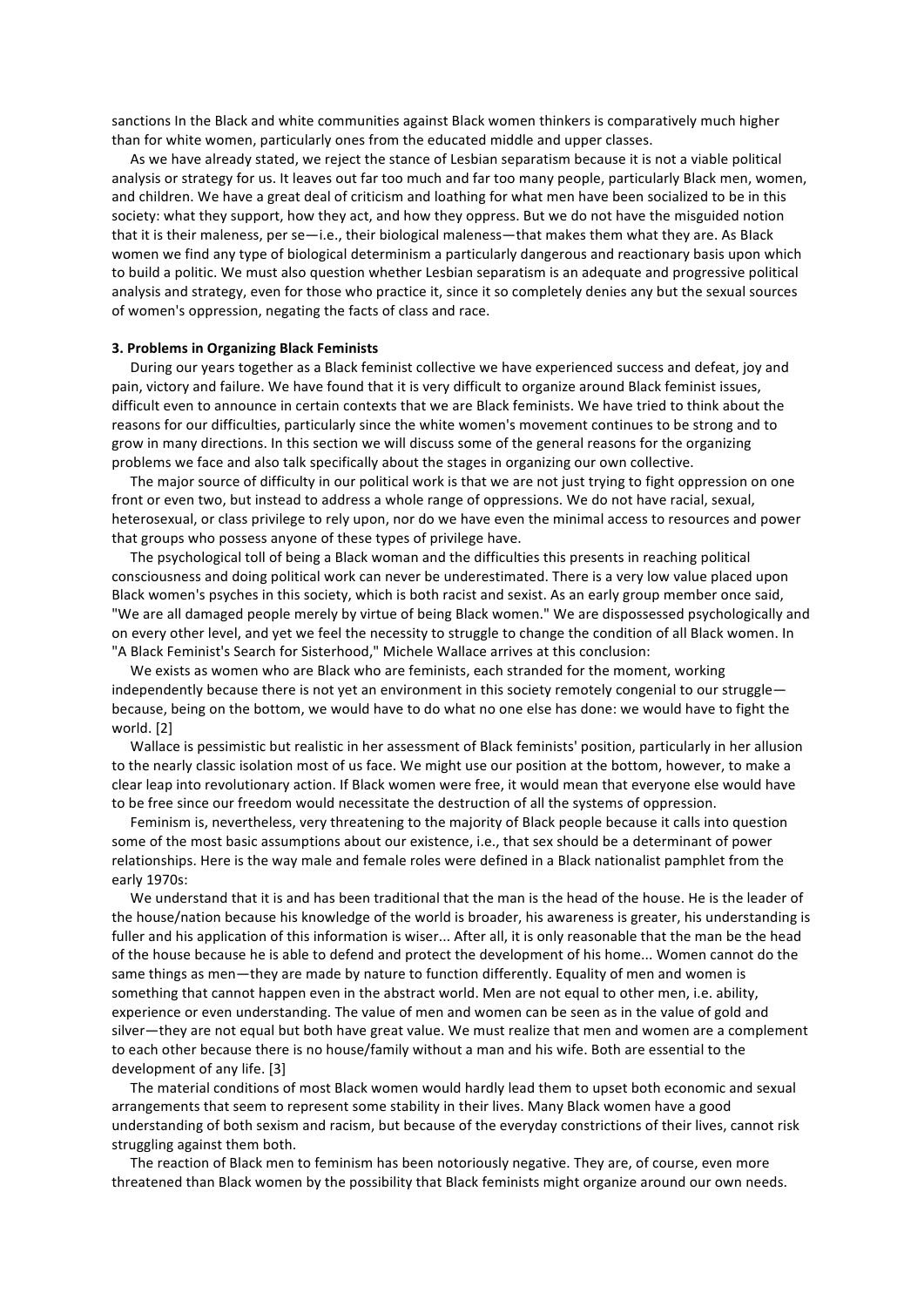sanctions In the Black and white communities against Black women thinkers is comparatively much higher than for white women, particularly ones from the educated middle and upper classes.

As we have already stated, we reject the stance of Lesbian separatism because it is not a viable political analysis or strategy for us. It leaves out far too much and far too many people, particularly Black men, women, and children. We have a great deal of criticism and loathing for what men have been socialized to be in this society: what they support, how they act, and how they oppress. But we do not have the misguided notion that it is their maleness, per se—i.e., their biological maleness—that makes them what they are. As Black women we find any type of biological determinism a particularly dangerous and reactionary basis upon which to build a politic. We must also question whether Lesbian separatism is an adequate and progressive political analysis and strategy, even for those who practice it, since it so completely denies any but the sexual sources of women's oppression, negating the facts of class and race.

### 3. Problems in Organizing Black Feminists

During our years together as a Black feminist collective we have experienced success and defeat, joy and pain, victory and failure. We have found that it is very difficult to organize around Black feminist issues, difficult even to announce in certain contexts that we are Black feminists. We have tried to think about the reasons for our difficulties, particularly since the white women's movement continues to be strong and to grow in many directions. In this section we will discuss some of the general reasons for the organizing problems we face and also talk specifically about the stages in organizing our own collective.

The major source of difficulty in our political work is that we are not just trying to fight oppression on one front or even two, but instead to address a whole range of oppressions. We do not have racial, sexual, heterosexual, or class privilege to rely upon, nor do we have even the minimal access to resources and power that groups who possess anyone of these types of privilege have.

The psychological toll of being a Black woman and the difficulties this presents in reaching political consciousness and doing political work can never be underestimated. There is a very low value placed upon Black women's psyches in this society, which is both racist and sexist. As an early group member once said, "We are all damaged people merely by virtue of being Black women." We are dispossessed psychologically and on every other level, and yet we feel the necessity to struggle to change the condition of all Black women. In "A Black Feminist's Search for Sisterhood," Michele Wallace arrives at this conclusion:

We exists as women who are Black who are feminists, each stranded for the moment, working independently because there is not yet an environment in this society remotely congenial to our struggle—because, being on the bottom, we would have to do what no one else has done: we would have to fight the world. [2]

Wallace is pessimistic but realistic in her assessment of Black feminists' position, particularly in her allusion to the nearly classic isolation most of us face. We might use our position at the bottom, however, to make a clear leap into revolutionary action. If Black women were free, it would mean that everyone else would have to be free since our freedom would necessitate the destruction of all the systems of oppression.

Feminism is, nevertheless, very threatening to the majority of Black people because it calls into question some of the most basic assumptions about our existence, i.e., that sex should be a determinant of power relationships. Here is the way male and female roles were defined in a Black nationalist pamphlet from the early 1970s:

We understand that it is and has been traditional that the man is the head of the house. He is the leader of the house/nation because his knowledge of the world is broader, his awareness is greater, his understanding is fuller and his application of this information is wiser... After all, it is only reasonable that the man be the head of the house because he is able to defend and protect the development of his home... Women cannot do the same things as men—they are made by nature to function differently. Equality of men and women is something that cannot happen even in the abstract world. Men are not equal to other men, i.e. ability, experience or even understanding. The value of men and women can be seen as in the value of gold and silver—they are not equal but both have great value. We must realize that men and women are a complement to each other because there is no house/family without a man and his wife. Both are essential to the development of any life. [3]

The material conditions of most Black women would hardly lead them to upset both economic and sexual arrangements that seem to represent some stability in their lives. Many Black women have a good understanding of both sexism and racism, but because of the everyday constrictions of their lives, cannot risk struggling against them both.

The reaction of Black men to feminism has been notoriously negative. They are, of course, even more threatened than Black women by the possibility that Black feminists might organize around our own needs.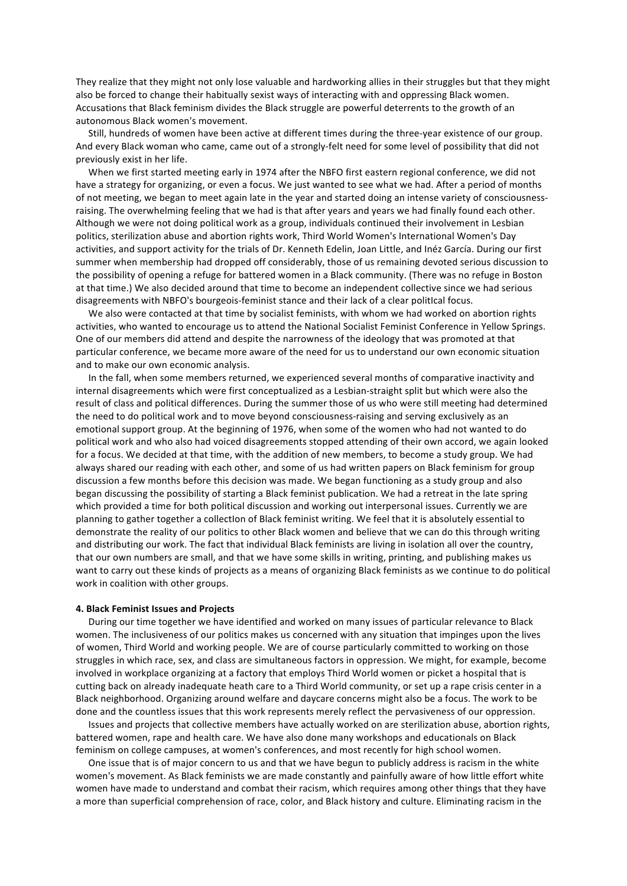They realize that they might not only lose valuable and hardworking allies in their struggles but that they might also be forced to change their habitually sexist ways of interacting with and oppressing Black women. Accusations that Black feminism divides the Black struggle are powerful deterrents to the growth of an autonomous Black women's movement.

Still, hundreds of women have been active at different times during the three-year existence of our group. And every Black woman who came, came out of a strongly-felt need for some level of possibility that did not previously exist in her life.

When we first started meeting early in 1974 after the NBFO first eastern regional conference, we did not have a strategy for organizing, or even a focus. We just wanted to see what we had. After a period of months of not meeting, we began to meet again late in the year and started doing an intense variety of consciousness-raising. The overwhelming feeling that we had is that after years and years we had finally found each other. Although we were not doing political work as a group, individuals continued their involvement in Lesbian politics, sterilization abuse and abortion rights work, Third World Women's International Women's Day activities, and support activity for the trials of Dr. Kenneth Edelin, Joan Little, and Inéz García. During our first summer when membership had dropped off considerably, those of us remaining devoted serious discussion to the possibility of opening a refuge for battered women in a Black community. (There was no refuge in Boston at that time.) We also decided around that time to become an independent collective since we had serious disagreements with NBFO's bourgeois-feminist stance and their lack of a clear politIcal focus.

We also were contacted at that time by socialist feminists, with whom we had worked on abortion rights activities, who wanted to encourage us to attend the National Socialist Feminist Conference in Yellow Springs. One of our members did attend and despite the narrowness of the ideology that was promoted at that particular conference, we became more aware of the need for us to understand our own economic situation and to make our own economic analysis.

In the fall, when some members returned, we experienced several months of comparative inactivity and internal disagreements which were first conceptualized as a Lesbian-straight split but which were also the result of class and political differences. During the summer those of us who were still meeting had determined the need to do political work and to move beyond consciousness-raising and serving exclusively as an emotional support group. At the beginning of 1976, when some of the women who had not wanted to do political work and who also had voiced disagreements stopped attending of their own accord, we again looked for a focus. We decided at that time, with the addition of new members, to become a study group. We had always shared our reading with each other, and some of us had written papers on Black feminism for group discussion a few months before this decision was made. We began functioning as a study group and also began discussing the possibility of starting a Black feminist publication. We had a retreat in the late spring which provided a time for both political discussion and working out interpersonal issues. Currently we are planning to gather together a collectIon of Black feminist writing. We feel that it is absolutely essential to demonstrate the reality of our politics to other Black women and believe that we can do this through writing and distributing our work. The fact that individual Black feminists are living in isolation all over the country, that our own numbers are small, and that we have some skills in writing, printing, and publishing makes us want to carry out these kinds of projects as a means of organizing Black feminists as we continue to do political work in coalition with other groups.

**4. Black Feminist Issues and Projects**

During our time together we have identified and worked on many issues of particular relevance to Black women. The inclusiveness of our politics makes us concerned with any situation that impinges upon the lives of women, Third World and working people. We are of course particularly committed to working on those struggles in which race, sex, and class are simultaneous factors in oppression. We might, for example, become involved in workplace organizing at a factory that employs Third World women or picket a hospital that is cutting back on already inadequate heath care to a Third World community, or set up a rape crisis center in a Black neighborhood. Organizing around welfare and daycare concerns might also be a focus. The work to be done and the countless issues that this work represents merely reflect the pervasiveness of our oppression.

Issues and projects that collective members have actually worked on are sterilization abuse, abortion rights, battered women, rape and health care. We have also done many workshops and educationals on Black feminism on college campuses, at women's conferences, and most recently for high school women.

One issue that is of major concern to us and that we have begun to publicly address is racism in the white women's movement. As Black feminists we are made constantly and painfully aware of how little effort white women have made to understand and combat their racism, which requires among other things that they have a more than superficial comprehension of race, color, and Black history and culture. Eliminating racism in the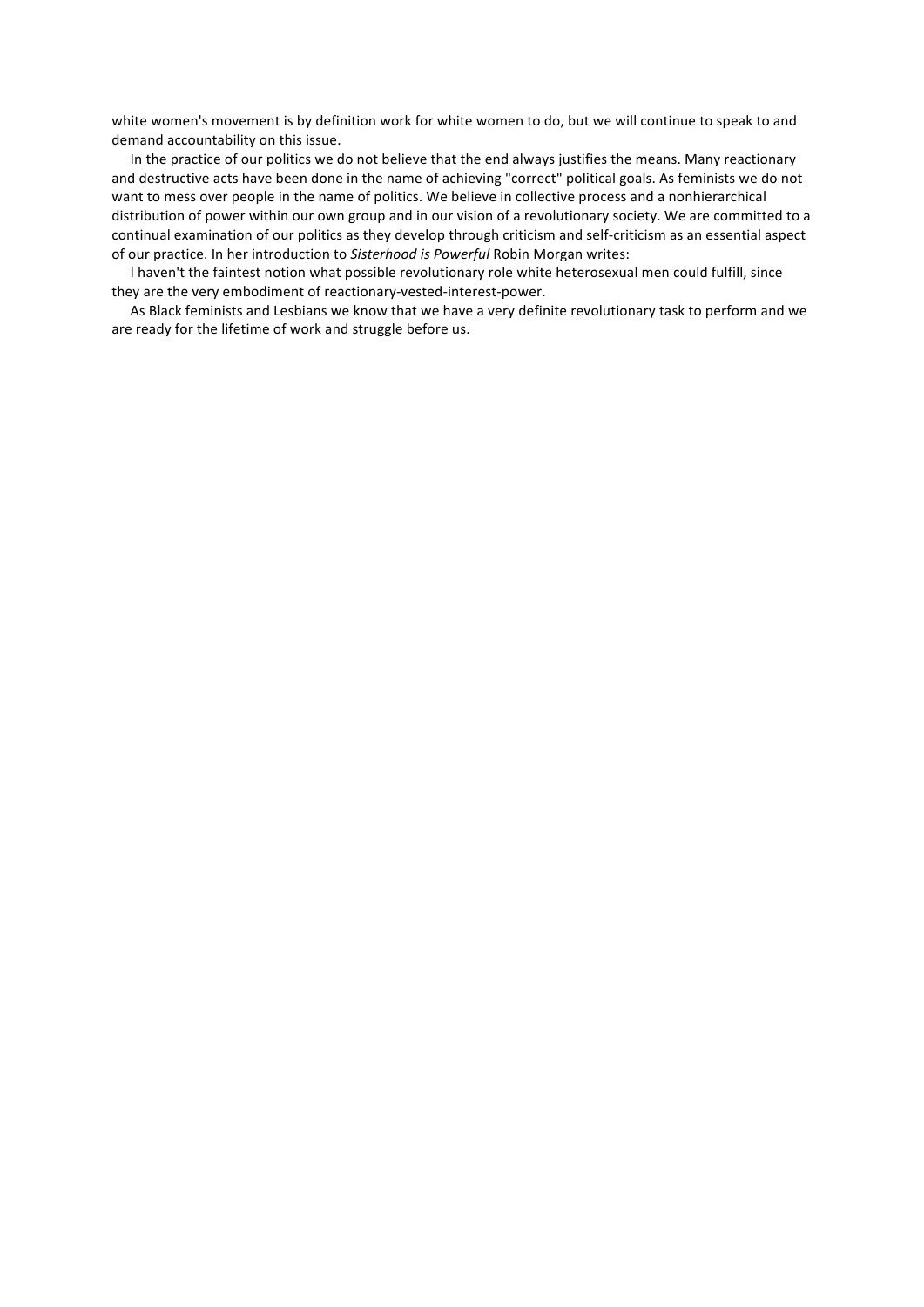white women's movement is by definition work for white women to do, but we will continue to speak to and demand accountability on this issue.

In the practice of our politics we do not believe that the end always justifies the means. Many reactionary and destructive acts have been done in the name of achieving "correct" political goals. As feminists we do not want to mess over people in the name of politics. We believe in collective process and a nonhierarchical distribution of power within our own group and in our vision of a revolutionary society. We are committed to a continual examination of our politics as they develop through criticism and self-criticism as an essential aspect of our practice. In her introduction to *Sisterhood is Powerful* Robin Morgan writes:

I haven't the faintest notion what possible revolutionary role white heterosexual men could fulfill, since they are the very embodiment of reactionary-vested-interest-power.

As Black feminists and Lesbians we know that we have a very definite revolutionary task to perform and we are ready for the lifetime of work and struggle before us.